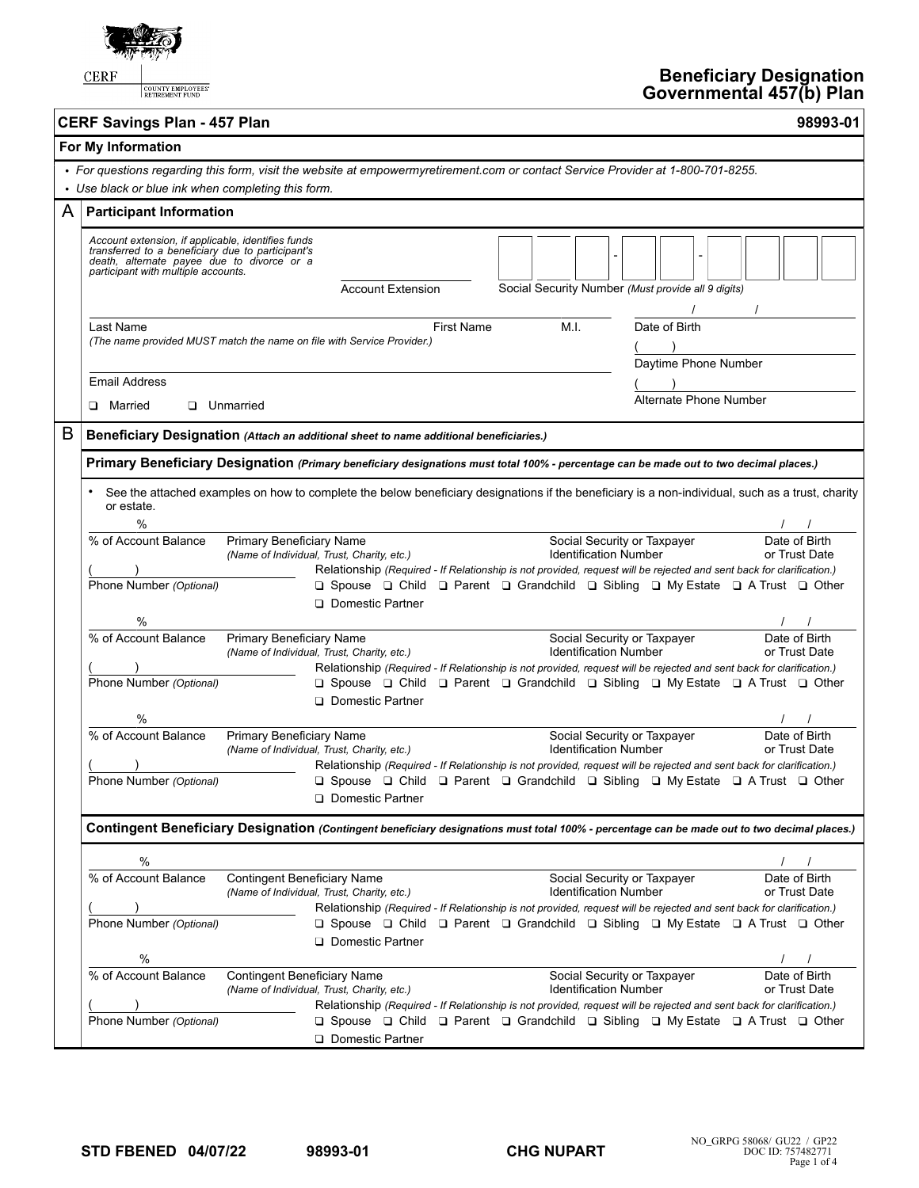CERF | COUNTY EMPLOYEES' RETIREMENT FUND

# Beneficiary Designation Governmental 457(b) Plan

## CERF Savings Plan - 457 Plan — 98993-01

### For My Information

- *For questions regarding this form, visit the website at empowermyretirement.com or contact Service Provider at 1-800-701-8255.*
- *Use black or blue ink when completing this form.*

### A Participant Information

*Account extension, if applicable, identifies funds transferred to a beneficiary due to participant's death, alternate payee due to divorce or a participant with multiple accounts.*

Account Extension ______ Social Security Number *(Must provide all 9 digits)* ___ - __ - ____

Last Name ______ First Name ______ M.I. ___ Date of Birth ___ / ___ / ___

*(The name provided MUST match the name on file with Service Provider.)*

Daytime Phone Number ( ) ______

Email Address ______

Alternate Phone Number ( ) ______

❑ Married ❑ Unmarried

### B Beneficiary Designation *(Attach an additional sheet to name additional beneficiaries.)*

#### Primary Beneficiary Designation *(Primary beneficiary designations must total 100% - percentage can be made out to two decimal places.)*

- See the attached examples on how to complete the below beneficiary designations if the beneficiary is a non-individual, such as a trust, charity or estate.

___ % of Account Balance — Primary Beneficiary Name *(Name of Individual, Trust, Charity, etc.)* — Social Security or Taxpayer Identification Number — Date of Birth or Trust Date ___ / ___ / ___

Phone Number *(Optional)* ( ) ______

Relationship *(Required - If Relationship is not provided, request will be rejected and sent back for clarification.)*
❑ Spouse ❑ Child ❑ Parent ❑ Grandchild ❑ Sibling ❑ My Estate ❑ A Trust ❑ Other ❑ Domestic Partner

___ % of Account Balance — Primary Beneficiary Name *(Name of Individual, Trust, Charity, etc.)* — Social Security or Taxpayer Identification Number — Date of Birth or Trust Date ___ / ___ / ___

Phone Number *(Optional)* ( ) ______

Relationship *(Required - If Relationship is not provided, request will be rejected and sent back for clarification.)*
❑ Spouse ❑ Child ❑ Parent ❑ Grandchild ❑ Sibling ❑ My Estate ❑ A Trust ❑ Other ❑ Domestic Partner

___ % of Account Balance — Primary Beneficiary Name *(Name of Individual, Trust, Charity, etc.)* — Social Security or Taxpayer Identification Number — Date of Birth or Trust Date ___ / ___ / ___

Phone Number *(Optional)* ( ) ______

Relationship *(Required - If Relationship is not provided, request will be rejected and sent back for clarification.)*
❑ Spouse ❑ Child ❑ Parent ❑ Grandchild ❑ Sibling ❑ My Estate ❑ A Trust ❑ Other ❑ Domestic Partner

#### Contingent Beneficiary Designation *(Contingent beneficiary designations must total 100% - percentage can be made out to two decimal places.)*

___ % of Account Balance — Contingent Beneficiary Name *(Name of Individual, Trust, Charity, etc.)* — Social Security or Taxpayer Identification Number — Date of Birth or Trust Date ___ / ___ / ___

Phone Number *(Optional)* ( ) ______

Relationship *(Required - If Relationship is not provided, request will be rejected and sent back for clarification.)*
❑ Spouse ❑ Child ❑ Parent ❑ Grandchild ❑ Sibling ❑ My Estate ❑ A Trust ❑ Other ❑ Domestic Partner

___ % of Account Balance — Contingent Beneficiary Name *(Name of Individual, Trust, Charity, etc.)* — Social Security or Taxpayer Identification Number — Date of Birth or Trust Date ___ / ___ / ___

Phone Number *(Optional)* ( ) ______

Relationship *(Required - If Relationship is not provided, request will be rejected and sent back for clarification.)*
❑ Spouse ❑ Child ❑ Parent ❑ Grandchild ❑ Sibling ❑ My Estate ❑ A Trust ❑ Other ❑ Domestic Partner

STD FBENED 04/07/22 98993-01 CHG NUPART

NO_GRPG 58068/ GU22 / GP22
DOC ID: 757482771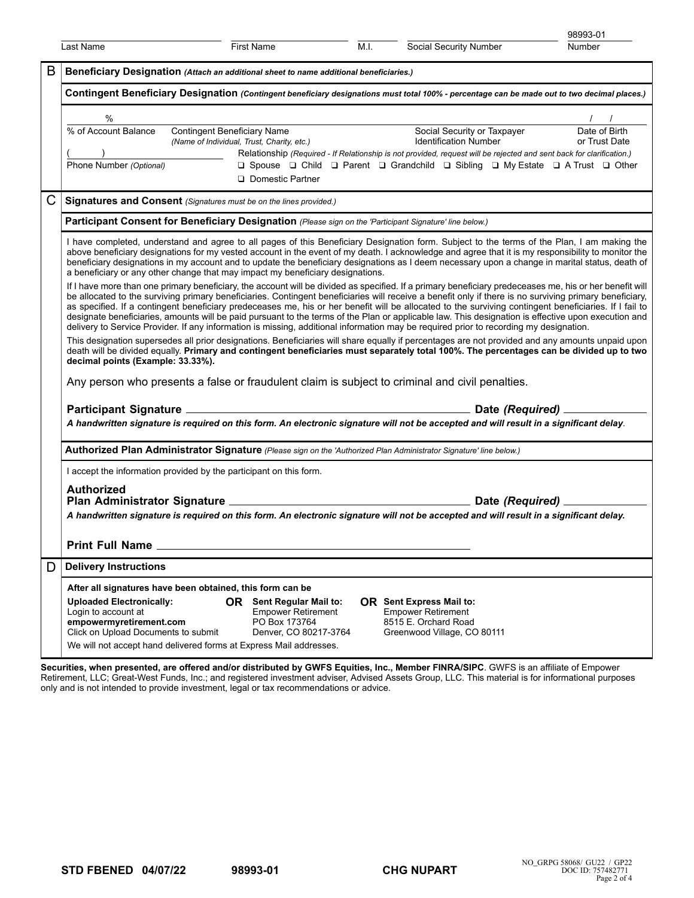| Last Name | First Name | M.I. | Social Security Number | 98993-01 Number |
|---|---|---|---|---|
| | | | | |

## B Beneficiary Designation *(Attach an additional sheet to name additional beneficiaries.)*

### Contingent Beneficiary Designation *(Contingent beneficiary designations must total 100% - percentage can be made out to two decimal places.)*

| % | | | / / |
|---|---|---|---|
| % of Account Balance | Contingent Beneficiary Name *(Name of Individual, Trust, Charity, etc.)* | Social Security or Taxpayer Identification Number | Date of Birth or Trust Date |

( ) Phone Number *(Optional)*

Relationship *(Required - If Relationship is not provided, request will be rejected and sent back for clarification.)*
❑ Spouse ❑ Child ❑ Parent ❑ Grandchild ❑ Sibling ❑ My Estate ❑ A Trust ❑ Other ❑ Domestic Partner

## C Signatures and Consent *(Signatures must be on the lines provided.)*

### Participant Consent for Beneficiary Designation *(Please sign on the 'Participant Signature' line below.)*

I have completed, understand and agree to all pages of this Beneficiary Designation form. Subject to the terms of the Plan, I am making the above beneficiary designations for my vested account in the event of my death. I acknowledge and agree that it is my responsibility to monitor the beneficiary designations in my account and to update the beneficiary designations as I deem necessary upon a change in marital status, death of a beneficiary or any other change that may impact my beneficiary designations.

If I have more than one primary beneficiary, the account will be divided as specified. If a primary beneficiary predeceases me, his or her benefit will be allocated to the surviving primary beneficiaries. Contingent beneficiaries will receive a benefit only if there is no surviving primary beneficiary, as specified. If a contingent beneficiary predeceases me, his or her benefit will be allocated to the surviving contingent beneficiaries. If I fail to designate beneficiaries, amounts will be paid pursuant to the terms of the Plan or applicable law. This designation is effective upon execution and delivery to Service Provider. If any information is missing, additional information may be required prior to recording my designation.

This designation supersedes all prior designations. Beneficiaries will share equally if percentages are not provided and any amounts unpaid upon death will be divided equally. **Primary and contingent beneficiaries must separately total 100%. The percentages can be divided up to two decimal points (Example: 33.33%).**

Any person who presents a false or fraudulent claim is subject to criminal and civil penalties.

**Participant Signature** ______________________ **Date *(Required)*** ____________

***A handwritten signature is required on this form. An electronic signature will not be accepted and will result in a significant delay*.**

### Authorized Plan Administrator Signature *(Please sign on the 'Authorized Plan Administrator Signature' line below.)*

I accept the information provided by the participant on this form.

**Authorized Plan Administrator Signature** ______________________ **Date *(Required)*** ____________

***A handwritten signature is required on this form. An electronic signature will not be accepted and will result in a significant delay.***

**Print Full Name** ______________________

## D Delivery Instructions

**After all signatures have been obtained, this form can be**

**Uploaded Electronically:**
Login to account at
**empowermyretirement.com**
Click on Upload Documents to submit

**OR Sent Regular Mail to:**
Empower Retirement
PO Box 173764
Denver, CO 80217-3764

**OR Sent Express Mail to:**
Empower Retirement
8515 E. Orchard Road
Greenwood Village, CO 80111

We will not accept hand delivered forms at Express Mail addresses.

**Securities, when presented, are offered and/or distributed by GWFS Equities, Inc., Member FINRA/SIPC**. GWFS is an affiliate of Empower Retirement, LLC; Great-West Funds, Inc.; and registered investment adviser, Advised Assets Group, LLC. This material is for informational purposes only and is not intended to provide investment, legal or tax recommendations or advice.

**STD FBENED 04/07/22** **98993-01** **CHG NUPART** NO_GRPG 58068/ GU22 / GP22 DOC ID: 757482771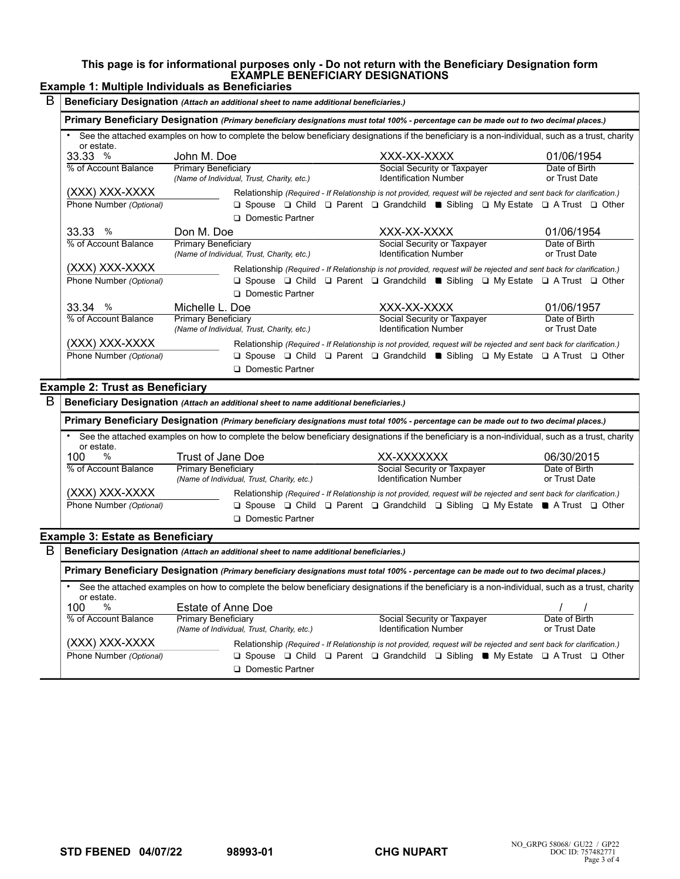**This page is for informational purposes only - Do not return with the Beneficiary Designation form**

## EXAMPLE BENEFICIARY DESIGNATIONS

### Example 1: Multiple Individuals as Beneficiaries

**B — Beneficiary Designation** *(Attach an additional sheet to name additional beneficiaries.)*

**Primary Beneficiary Designation** *(Primary beneficiary designations must total 100% - percentage can be made out to two decimal places.)*

- See the attached examples on how to complete the below beneficiary designations if the beneficiary is a non-individual, such as a trust, charity or estate.

| % of Account Balance | Primary Beneficiary (Name of Individual, Trust, Charity, etc.) | Social Security or Taxpayer Identification Number | Date of Birth or Trust Date |
|---|---|---|---|
| 33.33 % | John M. Doe | XXX-XX-XXXX | 01/06/1954 |

Phone Number *(Optional)*: (XXX) XXX-XXXX

Relationship *(Required - If Relationship is not provided, request will be rejected and sent back for clarification.)*
❑ Spouse ❑ Child ❑ Parent ❑ Grandchild ■ Sibling ❑ My Estate ❑ A Trust ❑ Other ❑ Domestic Partner

| % of Account Balance | Primary Beneficiary (Name of Individual, Trust, Charity, etc.) | Social Security or Taxpayer Identification Number | Date of Birth or Trust Date |
|---|---|---|---|
| 33.33 % | Don M. Doe | XXX-XX-XXXX | 01/06/1954 |

Phone Number *(Optional)*: (XXX) XXX-XXXX

Relationship *(Required - If Relationship is not provided, request will be rejected and sent back for clarification.)*
❑ Spouse ❑ Child ❑ Parent ❑ Grandchild ■ Sibling ❑ My Estate ❑ A Trust ❑ Other ❑ Domestic Partner

| % of Account Balance | Primary Beneficiary (Name of Individual, Trust, Charity, etc.) | Social Security or Taxpayer Identification Number | Date of Birth or Trust Date |
|---|---|---|---|
| 33.34 % | Michelle L. Doe | XXX-XX-XXXX | 01/06/1957 |

Phone Number *(Optional)*: (XXX) XXX-XXXX

Relationship *(Required - If Relationship is not provided, request will be rejected and sent back for clarification.)*
❑ Spouse ❑ Child ❑ Parent ❑ Grandchild ■ Sibling ❑ My Estate ❑ A Trust ❑ Other ❑ Domestic Partner

### Example 2: Trust as Beneficiary

**B — Beneficiary Designation** *(Attach an additional sheet to name additional beneficiaries.)*

**Primary Beneficiary Designation** *(Primary beneficiary designations must total 100% - percentage can be made out to two decimal places.)*

- See the attached examples on how to complete the below beneficiary designations if the beneficiary is a non-individual, such as a trust, charity or estate.

| % of Account Balance | Primary Beneficiary (Name of Individual, Trust, Charity, etc.) | Social Security or Taxpayer Identification Number | Date of Birth or Trust Date |
|---|---|---|---|
| 100 % | Trust of Jane Doe | XX-XXXXXXX | 06/30/2015 |

Phone Number *(Optional)*: (XXX) XXX-XXXX

Relationship *(Required - If Relationship is not provided, request will be rejected and sent back for clarification.)*
❑ Spouse ❑ Child ❑ Parent ❑ Grandchild ❑ Sibling ❑ My Estate ■ A Trust ❑ Other ❑ Domestic Partner

### Example 3: Estate as Beneficiary

**B — Beneficiary Designation** *(Attach an additional sheet to name additional beneficiaries.)*

**Primary Beneficiary Designation** *(Primary beneficiary designations must total 100% - percentage can be made out to two decimal places.)*

- See the attached examples on how to complete the below beneficiary designations if the beneficiary is a non-individual, such as a trust, charity or estate.

| % of Account Balance | Primary Beneficiary (Name of Individual, Trust, Charity, etc.) | Social Security or Taxpayer Identification Number | Date of Birth or Trust Date |
|---|---|---|---|
| 100 % | Estate of Anne Doe | | / / |

Phone Number *(Optional)*: (XXX) XXX-XXXX

Relationship *(Required - If Relationship is not provided, request will be rejected and sent back for clarification.)*
❑ Spouse ❑ Child ❑ Parent ❑ Grandchild ❑ Sibling ■ My Estate ❑ A Trust ❑ Other ❑ Domestic Partner

STD FBENED 04/07/22 98993-01 CHG NUPART

NO_GRPG 58068/ GU22 / GP22
DOC ID: 757482771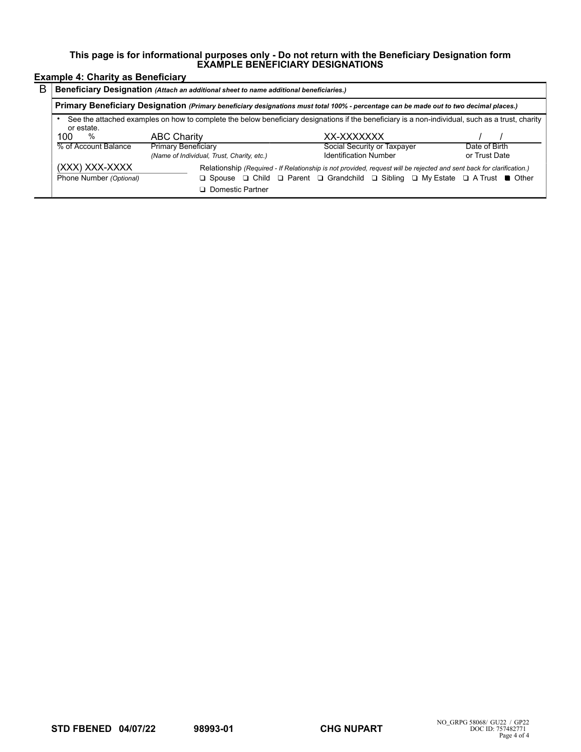**This page is for informational purposes only - Do not return with the Beneficiary Designation form**

**EXAMPLE BENEFICIARY DESIGNATIONS**

## Example 4: Charity as Beneficiary

**B** **Beneficiary Designation** *(Attach an additional sheet to name additional beneficiaries.)*

**Primary Beneficiary Designation** *(Primary beneficiary designations must total 100% - percentage can be made out to two decimal places.)*

- See the attached examples on how to complete the below beneficiary designations if the beneficiary is a non-individual, such as a trust, charity or estate.

| | | | |
|---|---|---|---|
| 100 % | ABC Charity | XX-XXXXXXX | / / |
| % of Account Balance | Primary Beneficiary *(Name of Individual, Trust, Charity, etc.)* | Social Security or Taxpayer Identification Number | Date of Birth or Trust Date |

(XXX) XXX-XXXX
Phone Number *(Optional)*

Relationship *(Required - If Relationship is not provided, request will be rejected and sent back for clarification.)*

❑ Spouse ❑ Child ❑ Parent ❑ Grandchild ❑ Sibling ❑ My Estate ❑ A Trust ■ Other ❑ Domestic Partner

STD FBENED 04/07/22 98993-01 CHG NUPART

NO_GRPG 58068/ GU22 / GP22
DOC ID: 757482771